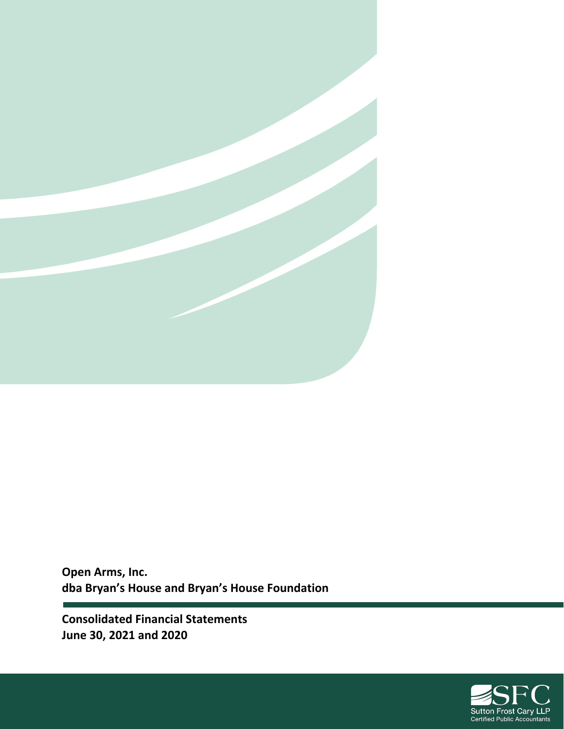**Open Arms, Inc.**
**dba Bryan's House and Bryan's House Foundation**

**Consolidated Financial Statements**
**June 30, 2021 and 2020**

SFC
Sutton Frost Cary LLP
Certified Public Accountants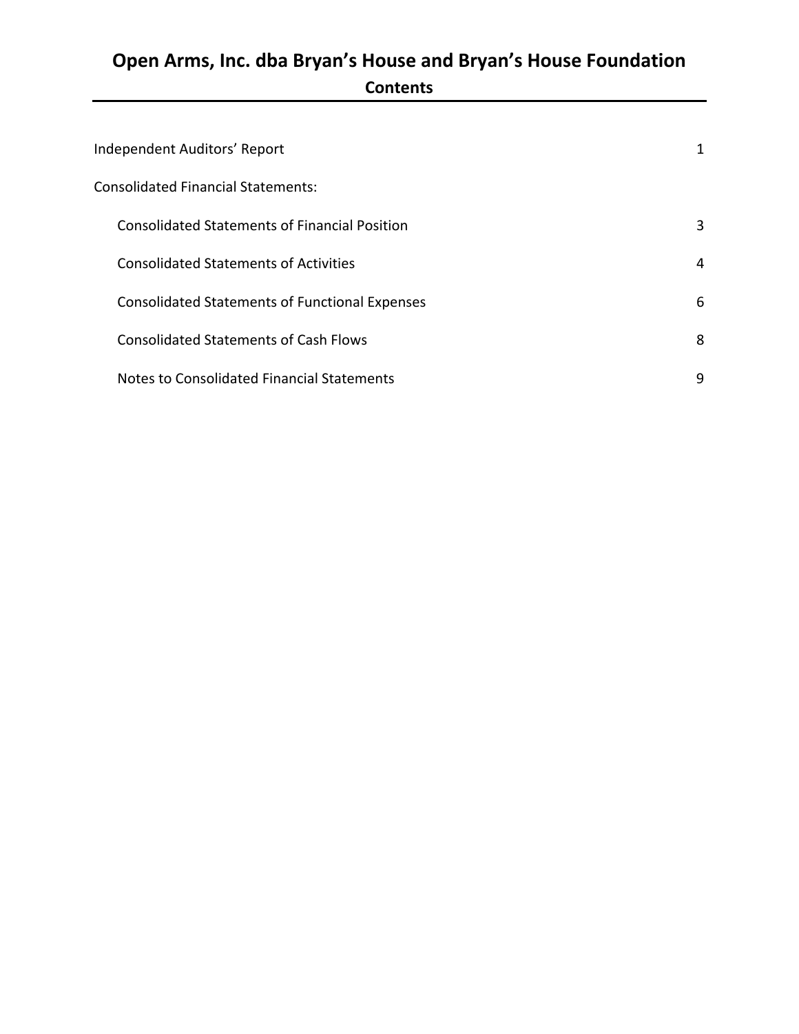# Open Arms, Inc. dba Bryan's House and Bryan's House Foundation

## Contents

| | |
|---|---|
| Independent Auditors' Report | 1 |
| Consolidated Financial Statements: | |
| Consolidated Statements of Financial Position | 3 |
| Consolidated Statements of Activities | 4 |
| Consolidated Statements of Functional Expenses | 6 |
| Consolidated Statements of Cash Flows | 8 |
| Notes to Consolidated Financial Statements | 9 |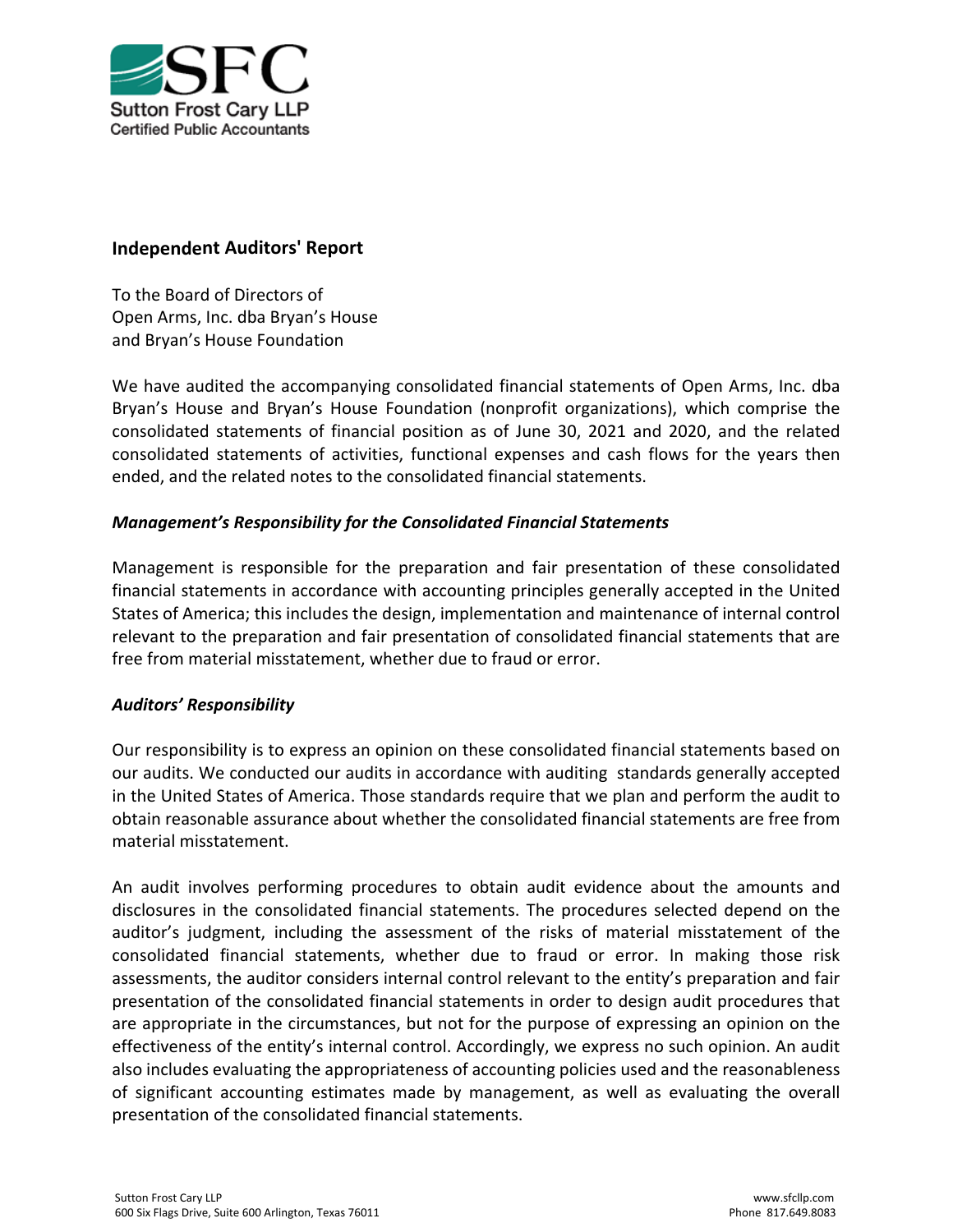Sutton Frost Cary LLP
Certified Public Accountants

## Independent Auditors' Report

To the Board of Directors of
Open Arms, Inc. dba Bryan's House
and Bryan's House Foundation

We have audited the accompanying consolidated financial statements of Open Arms, Inc. dba Bryan's House and Bryan's House Foundation (nonprofit organizations), which comprise the consolidated statements of financial position as of June 30, 2021 and 2020, and the related consolidated statements of activities, functional expenses and cash flows for the years then ended, and the related notes to the consolidated financial statements.

### *Management's Responsibility for the Consolidated Financial Statements*

Management is responsible for the preparation and fair presentation of these consolidated financial statements in accordance with accounting principles generally accepted in the United States of America; this includes the design, implementation and maintenance of internal control relevant to the preparation and fair presentation of consolidated financial statements that are free from material misstatement, whether due to fraud or error.

### *Auditors' Responsibility*

Our responsibility is to express an opinion on these consolidated financial statements based on our audits. We conducted our audits in accordance with auditing standards generally accepted in the United States of America. Those standards require that we plan and perform the audit to obtain reasonable assurance about whether the consolidated financial statements are free from material misstatement.

An audit involves performing procedures to obtain audit evidence about the amounts and disclosures in the consolidated financial statements. The procedures selected depend on the auditor's judgment, including the assessment of the risks of material misstatement of the consolidated financial statements, whether due to fraud or error. In making those risk assessments, the auditor considers internal control relevant to the entity's preparation and fair presentation of the consolidated financial statements in order to design audit procedures that are appropriate in the circumstances, but not for the purpose of expressing an opinion on the effectiveness of the entity's internal control. Accordingly, we express no such opinion. An audit also includes evaluating the appropriateness of accounting policies used and the reasonableness of significant accounting estimates made by management, as well as evaluating the overall presentation of the consolidated financial statements.

Sutton Frost Cary LLP
600 Six Flags Drive, Suite 600 Arlington, Texas 76011
www.sfcllp.com
Phone 817.649.8083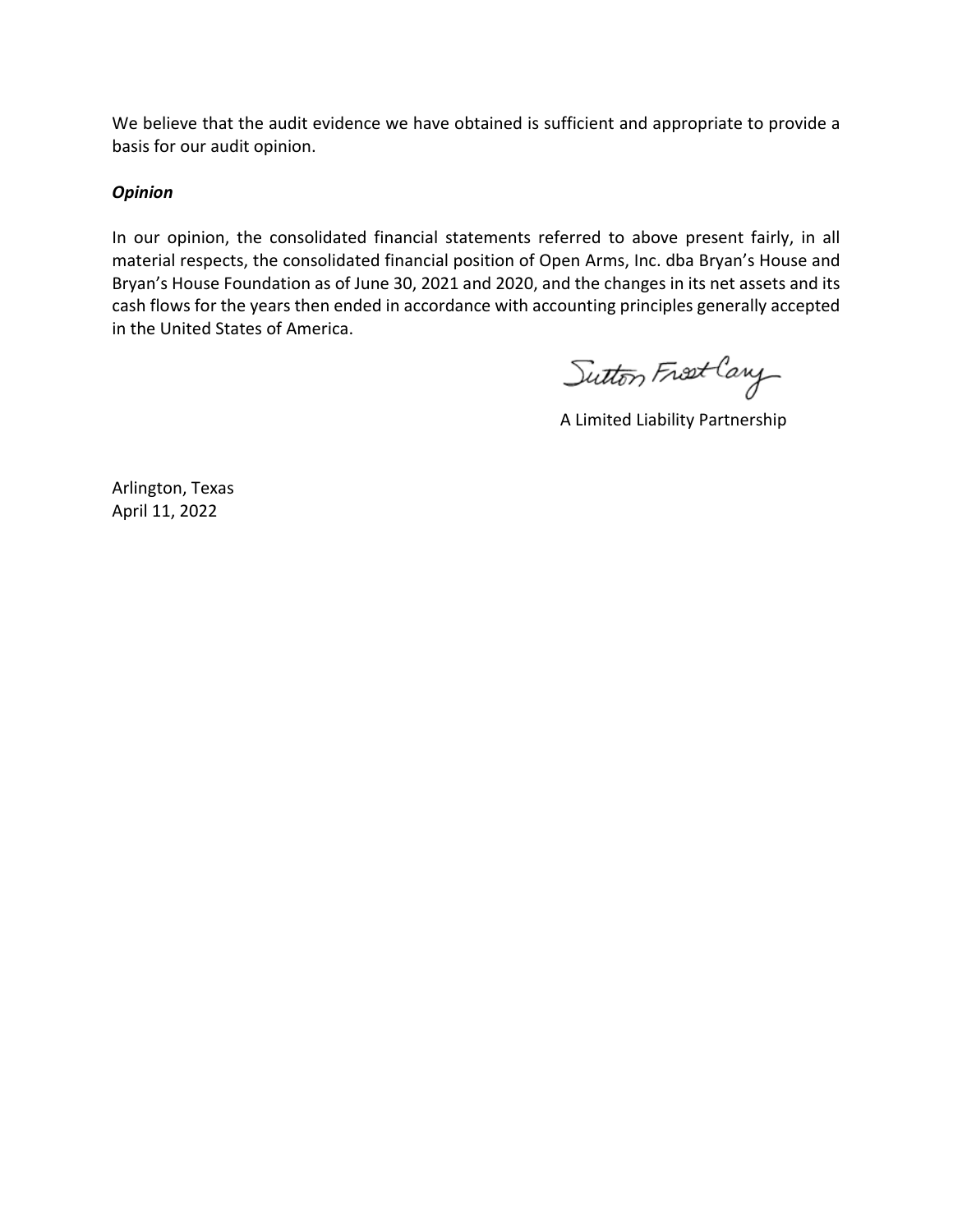We believe that the audit evidence we have obtained is sufficient and appropriate to provide a basis for our audit opinion.

***Opinion***

In our opinion, the consolidated financial statements referred to above present fairly, in all material respects, the consolidated financial position of Open Arms, Inc. dba Bryan's House and Bryan's House Foundation as of June 30, 2021 and 2020, and the changes in its net assets and its cash flows for the years then ended in accordance with accounting principles generally accepted in the United States of America.

Sutton Frost Cary

A Limited Liability Partnership

Arlington, Texas
April 11, 2022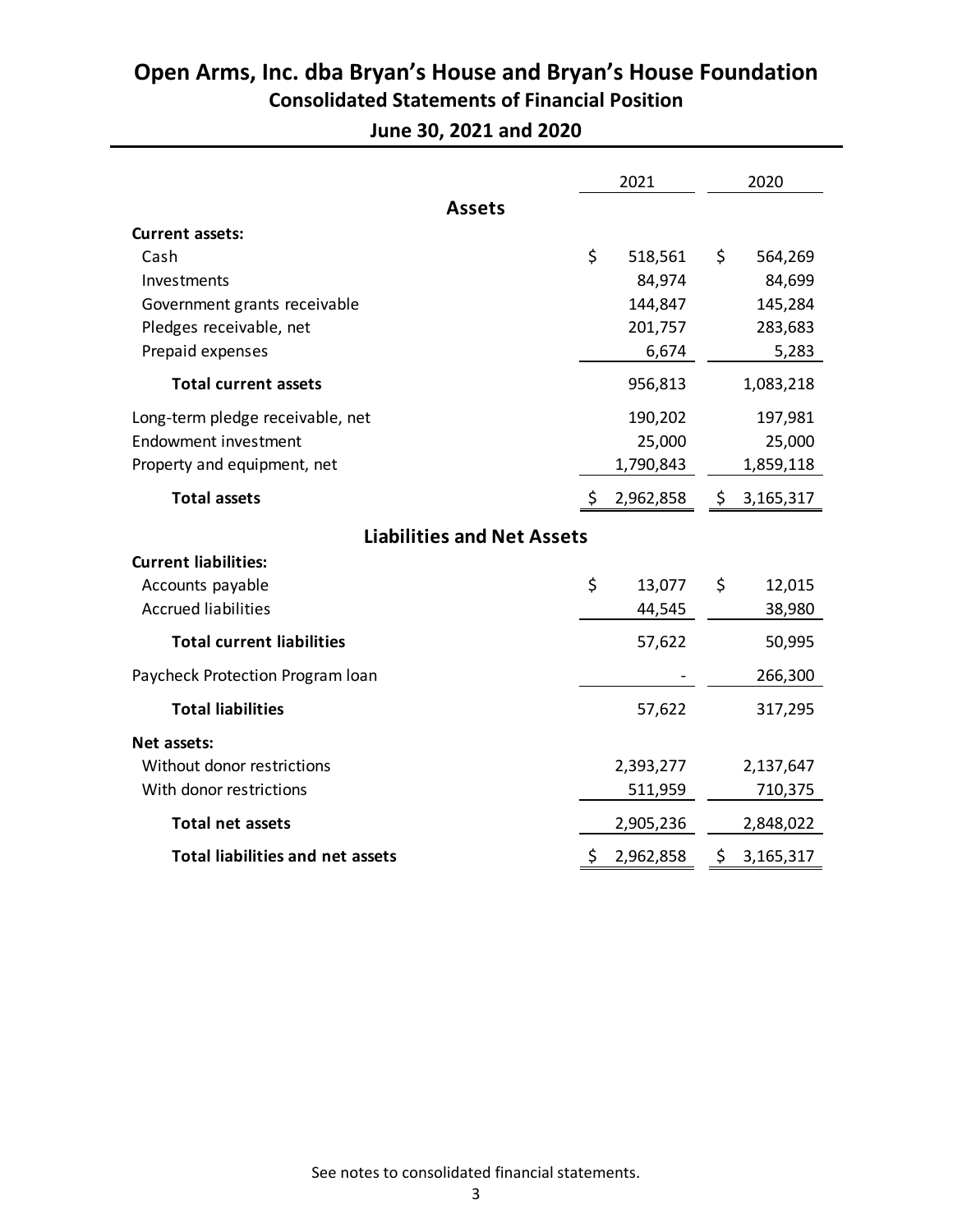# Open Arms, Inc. dba Bryan's House and Bryan's House Foundation

## Consolidated Statements of Financial Position

### June 30, 2021 and 2020

| | 2021 | 2020 |
|---|---|---|
| **Assets** | | |
| **Current assets:** | | |
| Cash | $ 518,561 | $ 564,269 |
| Investments | 84,974 | 84,699 |
| Government grants receivable | 144,847 | 145,284 |
| Pledges receivable, net | 201,757 | 283,683 |
| Prepaid expenses | 6,674 | 5,283 |
| **Total current assets** | 956,813 | 1,083,218 |
| Long-term pledge receivable, net | 190,202 | 197,981 |
| Endowment investment | 25,000 | 25,000 |
| Property and equipment, net | 1,790,843 | 1,859,118 |
| **Total assets** | $ 2,962,858 | $ 3,165,317 |
| **Liabilities and Net Assets** | | |
| **Current liabilities:** | | |
| Accounts payable | $ 13,077 | $ 12,015 |
| Accrued liabilities | 44,545 | 38,980 |
| **Total current liabilities** | 57,622 | 50,995 |
| Paycheck Protection Program loan | - | 266,300 |
| **Total liabilities** | 57,622 | 317,295 |
| **Net assets:** | | |
| Without donor restrictions | 2,393,277 | 2,137,647 |
| With donor restrictions | 511,959 | 710,375 |
| **Total net assets** | 2,905,236 | 2,848,022 |
| **Total liabilities and net assets** | $ 2,962,858 | $ 3,165,317 |

See notes to consolidated financial statements.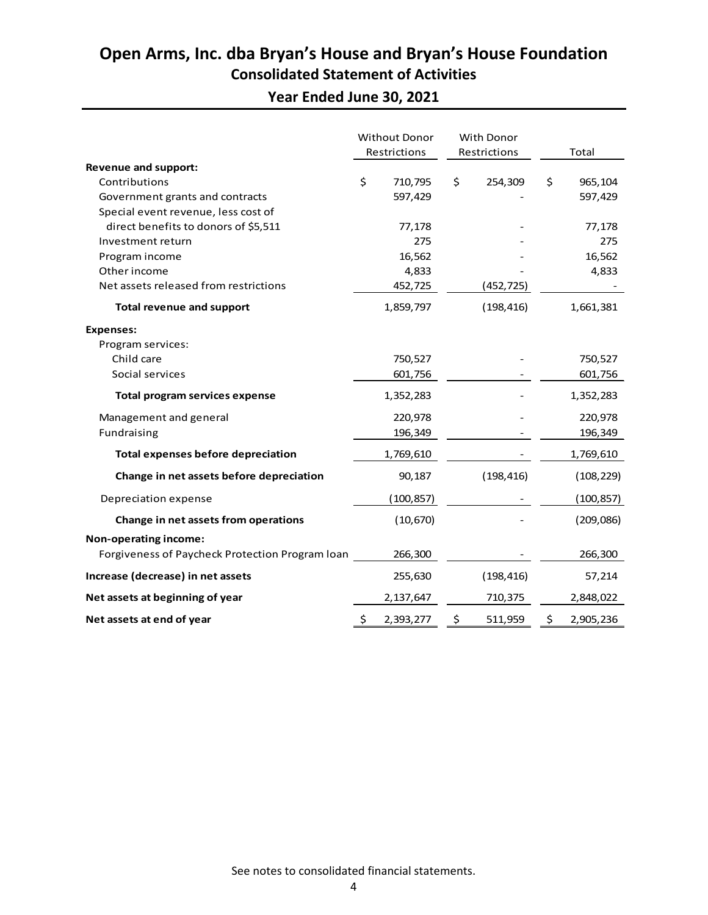# Open Arms, Inc. dba Bryan's House and Bryan's House Foundation

## Consolidated Statement of Activities

### Year Ended June 30, 2021

| | Without Donor Restrictions | With Donor Restrictions | Total |
|---|---|---|---|
| **Revenue and support:** | | | |
| Contributions | $ 710,795 | $ 254,309 | $ 965,104 |
| Government grants and contracts | 597,429 | - | 597,429 |
| Special event revenue, less cost of direct benefits to donors of $5,511 | 77,178 | - | 77,178 |
| Investment return | 275 | - | 275 |
| Program income | 16,562 | - | 16,562 |
| Other income | 4,833 | - | 4,833 |
| Net assets released from restrictions | 452,725 | (452,725) | - |
| **Total revenue and support** | 1,859,797 | (198,416) | 1,661,381 |
| **Expenses:** | | | |
| Program services: | | | |
| Child care | 750,527 | - | 750,527 |
| Social services | 601,756 | - | 601,756 |
| **Total program services expense** | 1,352,283 | - | 1,352,283 |
| Management and general | 220,978 | - | 220,978 |
| Fundraising | 196,349 | - | 196,349 |
| **Total expenses before depreciation** | 1,769,610 | - | 1,769,610 |
| **Change in net assets before depreciation** | 90,187 | (198,416) | (108,229) |
| Depreciation expense | (100,857) | - | (100,857) |
| **Change in net assets from operations** | (10,670) | - | (209,086) |
| **Non-operating income:** | | | |
| Forgiveness of Paycheck Protection Program loan | 266,300 | - | 266,300 |
| **Increase (decrease) in net assets** | 255,630 | (198,416) | 57,214 |
| **Net assets at beginning of year** | 2,137,647 | 710,375 | 2,848,022 |
| **Net assets at end of year** | $ 2,393,277 | $ 511,959 | $ 2,905,236 |

See notes to consolidated financial statements.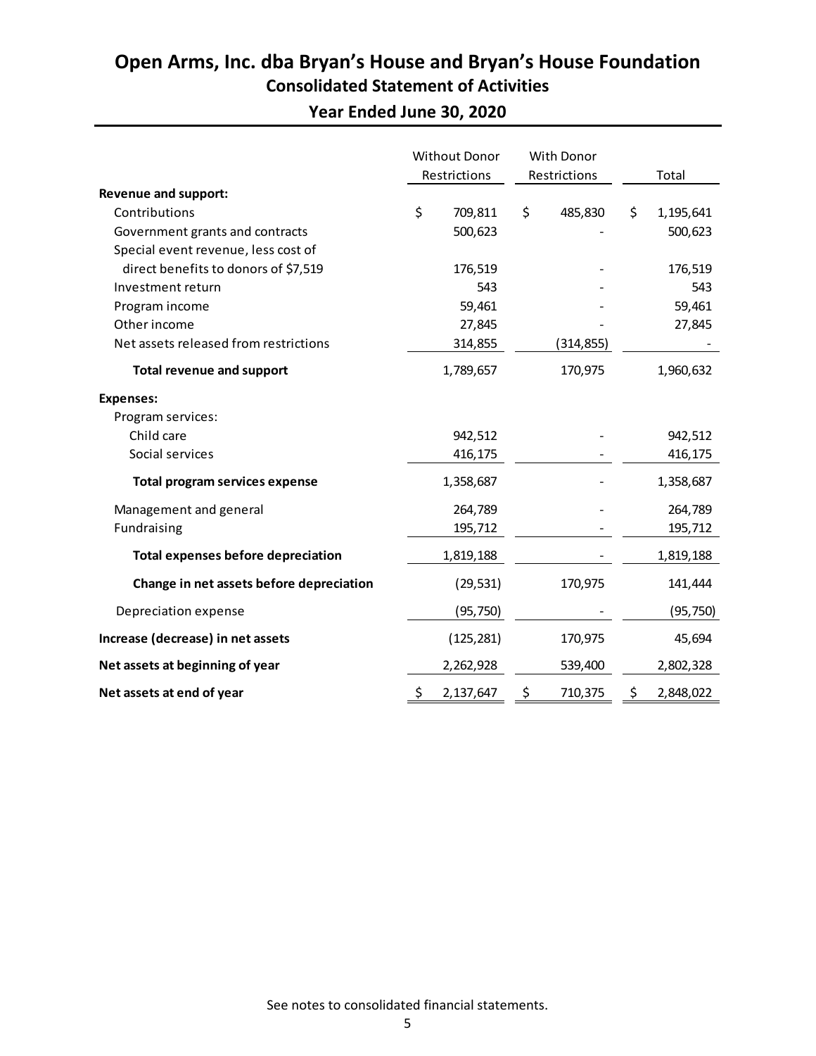# Open Arms, Inc. dba Bryan's House and Bryan's House Foundation

## Consolidated Statement of Activities

### Year Ended June 30, 2020

| | Without Donor Restrictions | With Donor Restrictions | Total |
|---|---|---|---|
| **Revenue and support:** | | | |
| Contributions | $ 709,811 | $ 485,830 | $ 1,195,641 |
| Government grants and contracts | 500,623 | - | 500,623 |
| Special event revenue, less cost of direct benefits to donors of $7,519 | 176,519 | - | 176,519 |
| Investment return | 543 | - | 543 |
| Program income | 59,461 | - | 59,461 |
| Other income | 27,845 | - | 27,845 |
| Net assets released from restrictions | 314,855 | (314,855) | - |
| **Total revenue and support** | 1,789,657 | 170,975 | 1,960,632 |
| **Expenses:** | | | |
| Program services: | | | |
| Child care | 942,512 | - | 942,512 |
| Social services | 416,175 | - | 416,175 |
| **Total program services expense** | 1,358,687 | - | 1,358,687 |
| Management and general | 264,789 | - | 264,789 |
| Fundraising | 195,712 | - | 195,712 |
| **Total expenses before depreciation** | 1,819,188 | - | 1,819,188 |
| **Change in net assets before depreciation** | (29,531) | 170,975 | 141,444 |
| Depreciation expense | (95,750) | - | (95,750) |
| **Increase (decrease) in net assets** | (125,281) | 170,975 | 45,694 |
| **Net assets at beginning of year** | 2,262,928 | 539,400 | 2,802,328 |
| **Net assets at end of year** | $ 2,137,647 | $ 710,375 | $ 2,848,022 |

See notes to consolidated financial statements.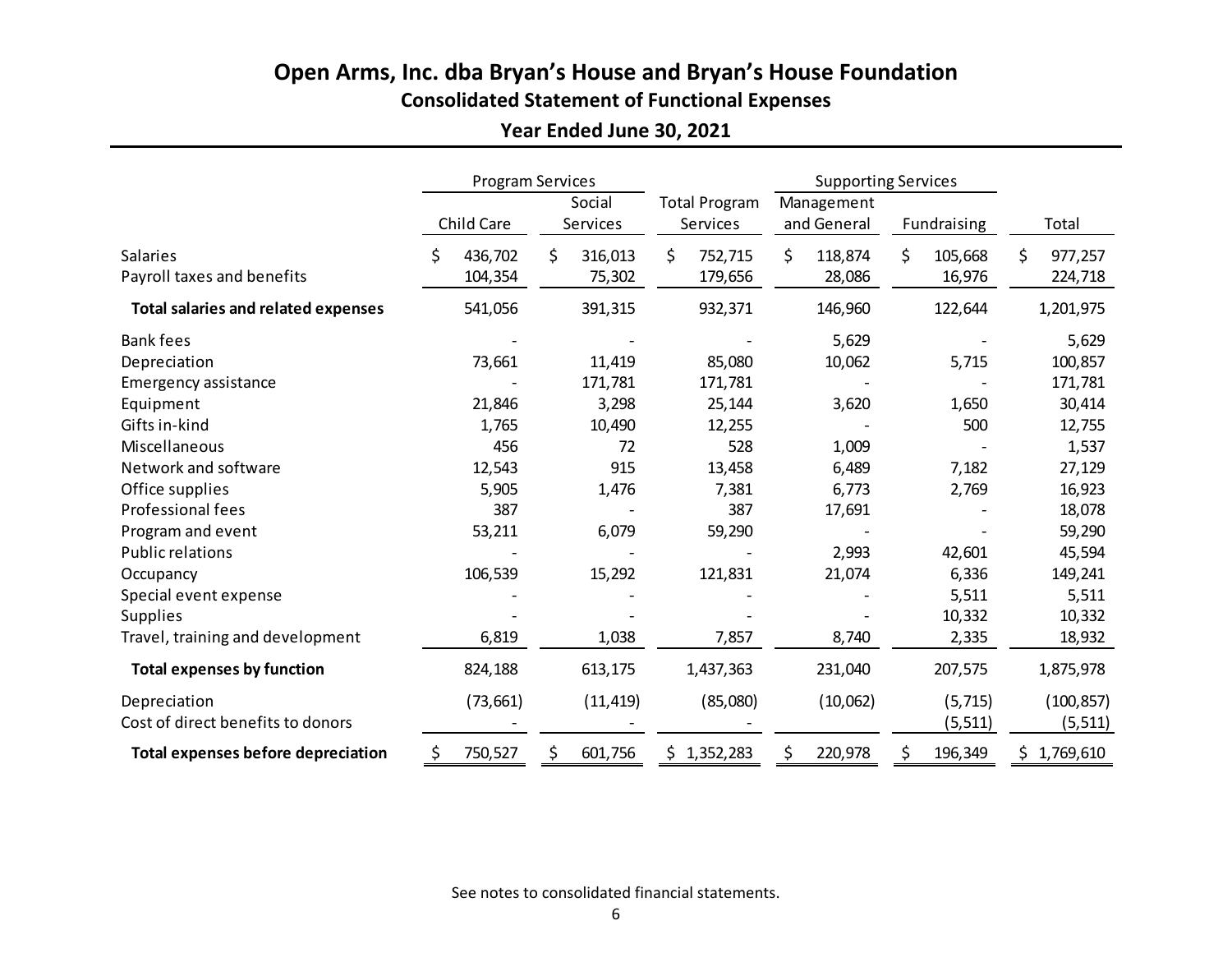# Open Arms, Inc. dba Bryan's House and Bryan's House Foundation

## Consolidated Statement of Functional Expenses

### Year Ended June 30, 2021

| | Program Services | | | Supporting Services | | |
|---|---|---|---|---|---|---|
| | Child Care | Social Services | Total Program Services | Management and General | Fundraising | Total |
| Salaries | $ 436,702 | $ 316,013 | $ 752,715 | $ 118,874 | $ 105,668 | $ 977,257 |
| Payroll taxes and benefits | 104,354 | 75,302 | 179,656 | 28,086 | 16,976 | 224,718 |
| **Total salaries and related expenses** | 541,056 | 391,315 | 932,371 | 146,960 | 122,644 | 1,201,975 |
| Bank fees | - | - | - | 5,629 | - | 5,629 |
| Depreciation | 73,661 | 11,419 | 85,080 | 10,062 | 5,715 | 100,857 |
| Emergency assistance | - | 171,781 | 171,781 | - | - | 171,781 |
| Equipment | 21,846 | 3,298 | 25,144 | 3,620 | 1,650 | 30,414 |
| Gifts in-kind | 1,765 | 10,490 | 12,255 | - | 500 | 12,755 |
| Miscellaneous | 456 | 72 | 528 | 1,009 | - | 1,537 |
| Network and software | 12,543 | 915 | 13,458 | 6,489 | 7,182 | 27,129 |
| Office supplies | 5,905 | 1,476 | 7,381 | 6,773 | 2,769 | 16,923 |
| Professional fees | 387 | - | 387 | 17,691 | - | 18,078 |
| Program and event | 53,211 | 6,079 | 59,290 | - | - | 59,290 |
| Public relations | - | - | - | 2,993 | 42,601 | 45,594 |
| Occupancy | 106,539 | 15,292 | 121,831 | 21,074 | 6,336 | 149,241 |
| Special event expense | - | - | - | - | 5,511 | 5,511 |
| Supplies | - | - | - | - | 10,332 | 10,332 |
| Travel, training and development | 6,819 | 1,038 | 7,857 | 8,740 | 2,335 | 18,932 |
| **Total expenses by function** | 824,188 | 613,175 | 1,437,363 | 231,040 | 207,575 | 1,875,978 |
| Depreciation | (73,661) | (11,419) | (85,080) | (10,062) | (5,715) | (100,857) |
| Cost of direct benefits to donors | - | - | - | | (5,511) | (5,511) |
| **Total expenses before depreciation** | $ 750,527 | $ 601,756 | $ 1,352,283 | $ 220,978 | $ 196,349 | $ 1,769,610 |

See notes to consolidated financial statements.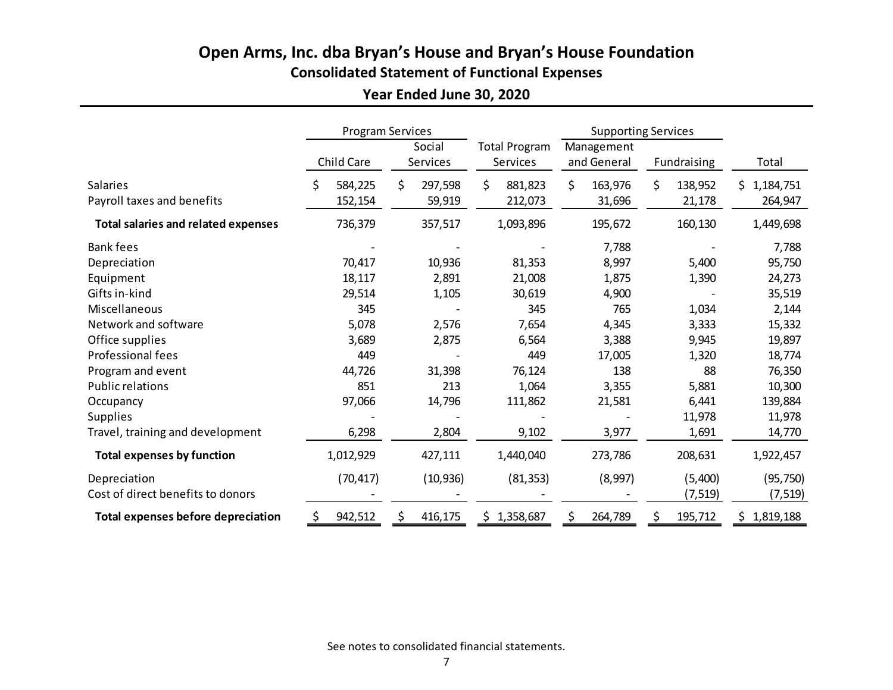# Open Arms, Inc. dba Bryan's House and Bryan's House Foundation

## Consolidated Statement of Functional Expenses

### Year Ended June 30, 2020

| | Program Services | | | Supporting Services | | |
|---|---|---|---|---|---|---|
| | Child Care | Social Services | Total Program Services | Management and General | Fundraising | Total |
| Salaries | $ 584,225 | $ 297,598 | $ 881,823 | $ 163,976 | $ 138,952 | $ 1,184,751 |
| Payroll taxes and benefits | 152,154 | 59,919 | 212,073 | 31,696 | 21,178 | 264,947 |
| **Total salaries and related expenses** | 736,379 | 357,517 | 1,093,896 | 195,672 | 160,130 | 1,449,698 |
| Bank fees | - | - | - | 7,788 | - | 7,788 |
| Depreciation | 70,417 | 10,936 | 81,353 | 8,997 | 5,400 | 95,750 |
| Equipment | 18,117 | 2,891 | 21,008 | 1,875 | 1,390 | 24,273 |
| Gifts in-kind | 29,514 | 1,105 | 30,619 | 4,900 | - | 35,519 |
| Miscellaneous | 345 | - | 345 | 765 | 1,034 | 2,144 |
| Network and software | 5,078 | 2,576 | 7,654 | 4,345 | 3,333 | 15,332 |
| Office supplies | 3,689 | 2,875 | 6,564 | 3,388 | 9,945 | 19,897 |
| Professional fees | 449 | - | 449 | 17,005 | 1,320 | 18,774 |
| Program and event | 44,726 | 31,398 | 76,124 | 138 | 88 | 76,350 |
| Public relations | 851 | 213 | 1,064 | 3,355 | 5,881 | 10,300 |
| Occupancy | 97,066 | 14,796 | 111,862 | 21,581 | 6,441 | 139,884 |
| Supplies | - | - | - | - | 11,978 | 11,978 |
| Travel, training and development | 6,298 | 2,804 | 9,102 | 3,977 | 1,691 | 14,770 |
| **Total expenses by function** | 1,012,929 | 427,111 | 1,440,040 | 273,786 | 208,631 | 1,922,457 |
| Depreciation | (70,417) | (10,936) | (81,353) | (8,997) | (5,400) | (95,750) |
| Cost of direct benefits to donors | - | - | - | - | (7,519) | (7,519) |
| **Total expenses before depreciation** | $ 942,512 | $ 416,175 | $ 1,358,687 | $ 264,789 | $ 195,712 | $ 1,819,188 |

See notes to consolidated financial statements.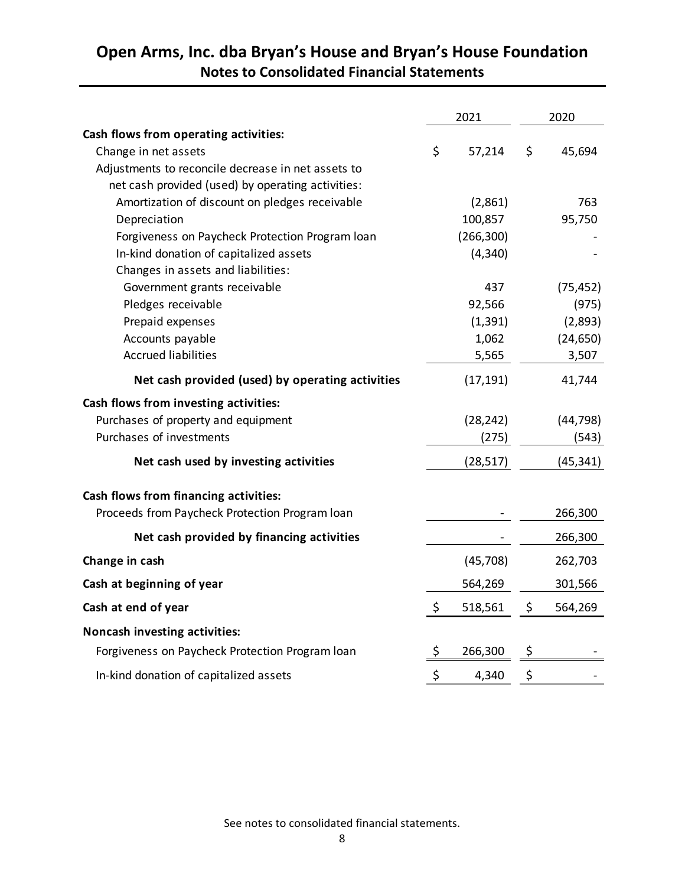# Open Arms, Inc. dba Bryan's House and Bryan's House Foundation

## Notes to Consolidated Financial Statements

| | 2021 | 2020 |
|---|---|---|
| **Cash flows from operating activities:** | | |
| Change in net assets | $ 57,214 | $ 45,694 |
| Adjustments to reconcile decrease in net assets to net cash provided (used) by operating activities: | | |
| Amortization of discount on pledges receivable | (2,861) | 763 |
| Depreciation | 100,857 | 95,750 |
| Forgiveness on Paycheck Protection Program loan | (266,300) | - |
| In-kind donation of capitalized assets | (4,340) | - |
| Changes in assets and liabilities: | | |
| Government grants receivable | 437 | (75,452) |
| Pledges receivable | 92,566 | (975) |
| Prepaid expenses | (1,391) | (2,893) |
| Accounts payable | 1,062 | (24,650) |
| Accrued liabilities | 5,565 | 3,507 |
| **Net cash provided (used) by operating activities** | (17,191) | 41,744 |
| **Cash flows from investing activities:** | | |
| Purchases of property and equipment | (28,242) | (44,798) |
| Purchases of investments | (275) | (543) |
| **Net cash used by investing activities** | (28,517) | (45,341) |
| **Cash flows from financing activities:** | | |
| Proceeds from Paycheck Protection Program loan | - | 266,300 |
| **Net cash provided by financing activities** | - | 266,300 |
| **Change in cash** | (45,708) | 262,703 |
| **Cash at beginning of year** | 564,269 | 301,566 |
| **Cash at end of year** | $ 518,561 | $ 564,269 |
| **Noncash investing activities:** | | |
| Forgiveness on Paycheck Protection Program loan | $ 266,300 | $ - |
| In-kind donation of capitalized assets | $ 4,340 | $ - |

See notes to consolidated financial statements.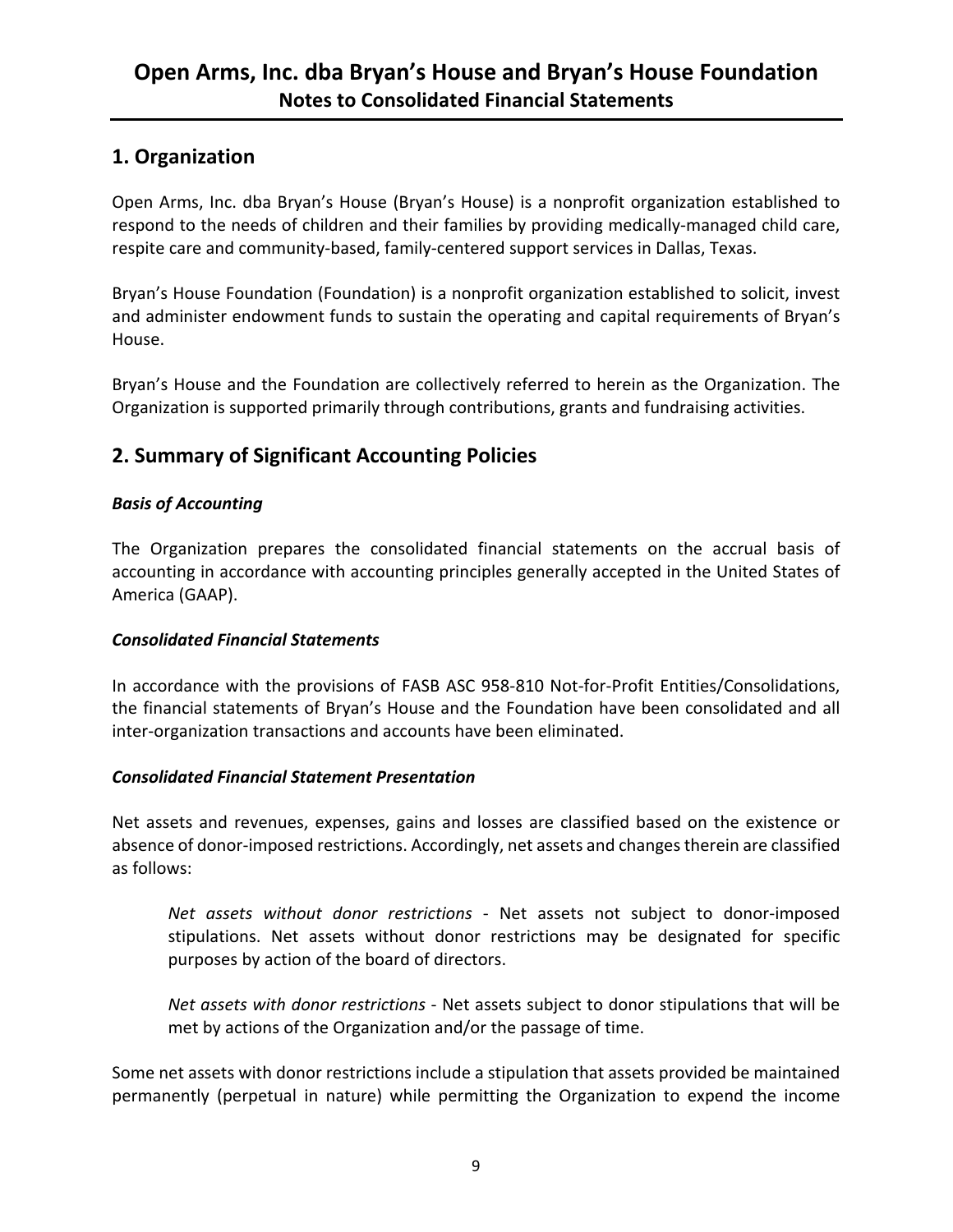## 1. Organization

Open Arms, Inc. dba Bryan's House (Bryan's House) is a nonprofit organization established to respond to the needs of children and their families by providing medically-managed child care, respite care and community-based, family-centered support services in Dallas, Texas.

Bryan's House Foundation (Foundation) is a nonprofit organization established to solicit, invest and administer endowment funds to sustain the operating and capital requirements of Bryan's House.

Bryan's House and the Foundation are collectively referred to herein as the Organization. The Organization is supported primarily through contributions, grants and fundraising activities.

## 2. Summary of Significant Accounting Policies

### *Basis of Accounting*

The Organization prepares the consolidated financial statements on the accrual basis of accounting in accordance with accounting principles generally accepted in the United States of America (GAAP).

### *Consolidated Financial Statements*

In accordance with the provisions of FASB ASC 958-810 Not-for-Profit Entities/Consolidations, the financial statements of Bryan's House and the Foundation have been consolidated and all inter-organization transactions and accounts have been eliminated.

### *Consolidated Financial Statement Presentation*

Net assets and revenues, expenses, gains and losses are classified based on the existence or absence of donor-imposed restrictions. Accordingly, net assets and changes therein are classified as follows:

> *Net assets without donor restrictions* - Net assets not subject to donor-imposed stipulations. Net assets without donor restrictions may be designated for specific purposes by action of the board of directors.
>
> *Net assets with donor restrictions* - Net assets subject to donor stipulations that will be met by actions of the Organization and/or the passage of time.

Some net assets with donor restrictions include a stipulation that assets provided be maintained permanently (perpetual in nature) while permitting the Organization to expend the income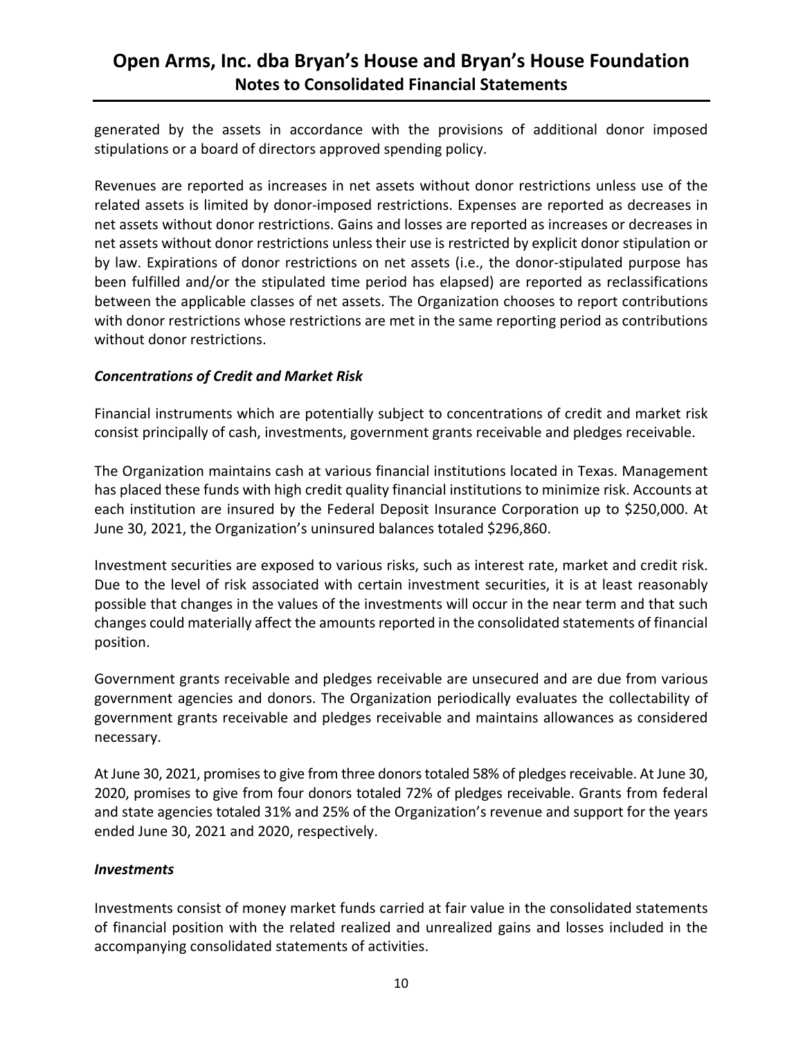generated by the assets in accordance with the provisions of additional donor imposed stipulations or a board of directors approved spending policy.

Revenues are reported as increases in net assets without donor restrictions unless use of the related assets is limited by donor-imposed restrictions. Expenses are reported as decreases in net assets without donor restrictions. Gains and losses are reported as increases or decreases in net assets without donor restrictions unless their use is restricted by explicit donor stipulation or by law. Expirations of donor restrictions on net assets (i.e., the donor-stipulated purpose has been fulfilled and/or the stipulated time period has elapsed) are reported as reclassifications between the applicable classes of net assets. The Organization chooses to report contributions with donor restrictions whose restrictions are met in the same reporting period as contributions without donor restrictions.

***Concentrations of Credit and Market Risk***

Financial instruments which are potentially subject to concentrations of credit and market risk consist principally of cash, investments, government grants receivable and pledges receivable.

The Organization maintains cash at various financial institutions located in Texas. Management has placed these funds with high credit quality financial institutions to minimize risk. Accounts at each institution are insured by the Federal Deposit Insurance Corporation up to $250,000. At June 30, 2021, the Organization's uninsured balances totaled $296,860.

Investment securities are exposed to various risks, such as interest rate, market and credit risk. Due to the level of risk associated with certain investment securities, it is at least reasonably possible that changes in the values of the investments will occur in the near term and that such changes could materially affect the amounts reported in the consolidated statements of financial position.

Government grants receivable and pledges receivable are unsecured and are due from various government agencies and donors. The Organization periodically evaluates the collectability of government grants receivable and pledges receivable and maintains allowances as considered necessary.

At June 30, 2021, promises to give from three donors totaled 58% of pledges receivable. At June 30, 2020, promises to give from four donors totaled 72% of pledges receivable. Grants from federal and state agencies totaled 31% and 25% of the Organization's revenue and support for the years ended June 30, 2021 and 2020, respectively.

***Investments***

Investments consist of money market funds carried at fair value in the consolidated statements of financial position with the related realized and unrealized gains and losses included in the accompanying consolidated statements of activities.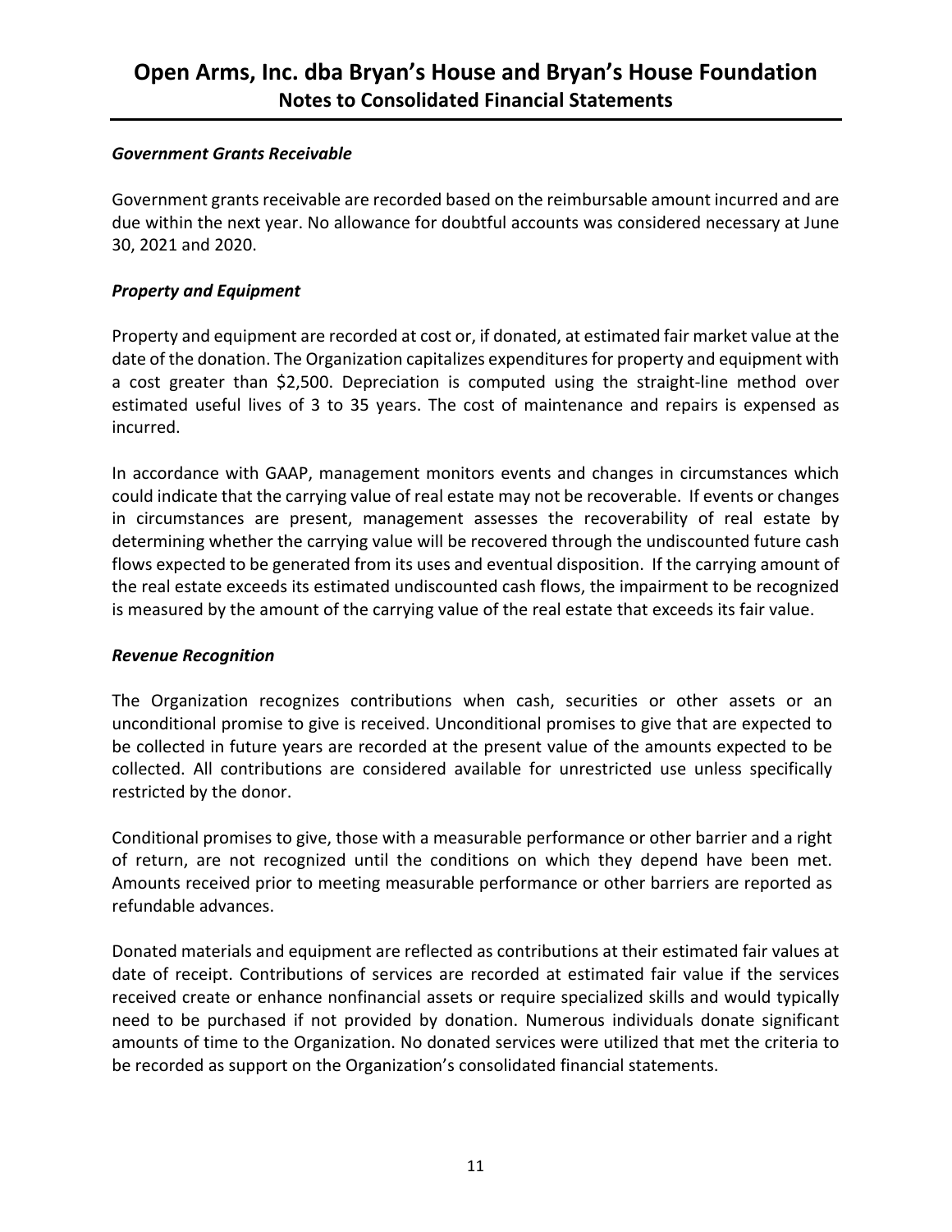### *Government Grants Receivable*

Government grants receivable are recorded based on the reimbursable amount incurred and are due within the next year. No allowance for doubtful accounts was considered necessary at June 30, 2021 and 2020.

### *Property and Equipment*

Property and equipment are recorded at cost or, if donated, at estimated fair market value at the date of the donation. The Organization capitalizes expenditures for property and equipment with a cost greater than $2,500. Depreciation is computed using the straight-line method over estimated useful lives of 3 to 35 years. The cost of maintenance and repairs is expensed as incurred.

In accordance with GAAP, management monitors events and changes in circumstances which could indicate that the carrying value of real estate may not be recoverable. If events or changes in circumstances are present, management assesses the recoverability of real estate by determining whether the carrying value will be recovered through the undiscounted future cash flows expected to be generated from its uses and eventual disposition. If the carrying amount of the real estate exceeds its estimated undiscounted cash flows, the impairment to be recognized is measured by the amount of the carrying value of the real estate that exceeds its fair value.

### *Revenue Recognition*

The Organization recognizes contributions when cash, securities or other assets or an unconditional promise to give is received. Unconditional promises to give that are expected to be collected in future years are recorded at the present value of the amounts expected to be collected. All contributions are considered available for unrestricted use unless specifically restricted by the donor.

Conditional promises to give, those with a measurable performance or other barrier and a right of return, are not recognized until the conditions on which they depend have been met. Amounts received prior to meeting measurable performance or other barriers are reported as refundable advances.

Donated materials and equipment are reflected as contributions at their estimated fair values at date of receipt. Contributions of services are recorded at estimated fair value if the services received create or enhance nonfinancial assets or require specialized skills and would typically need to be purchased if not provided by donation. Numerous individuals donate significant amounts of time to the Organization. No donated services were utilized that met the criteria to be recorded as support on the Organization's consolidated financial statements.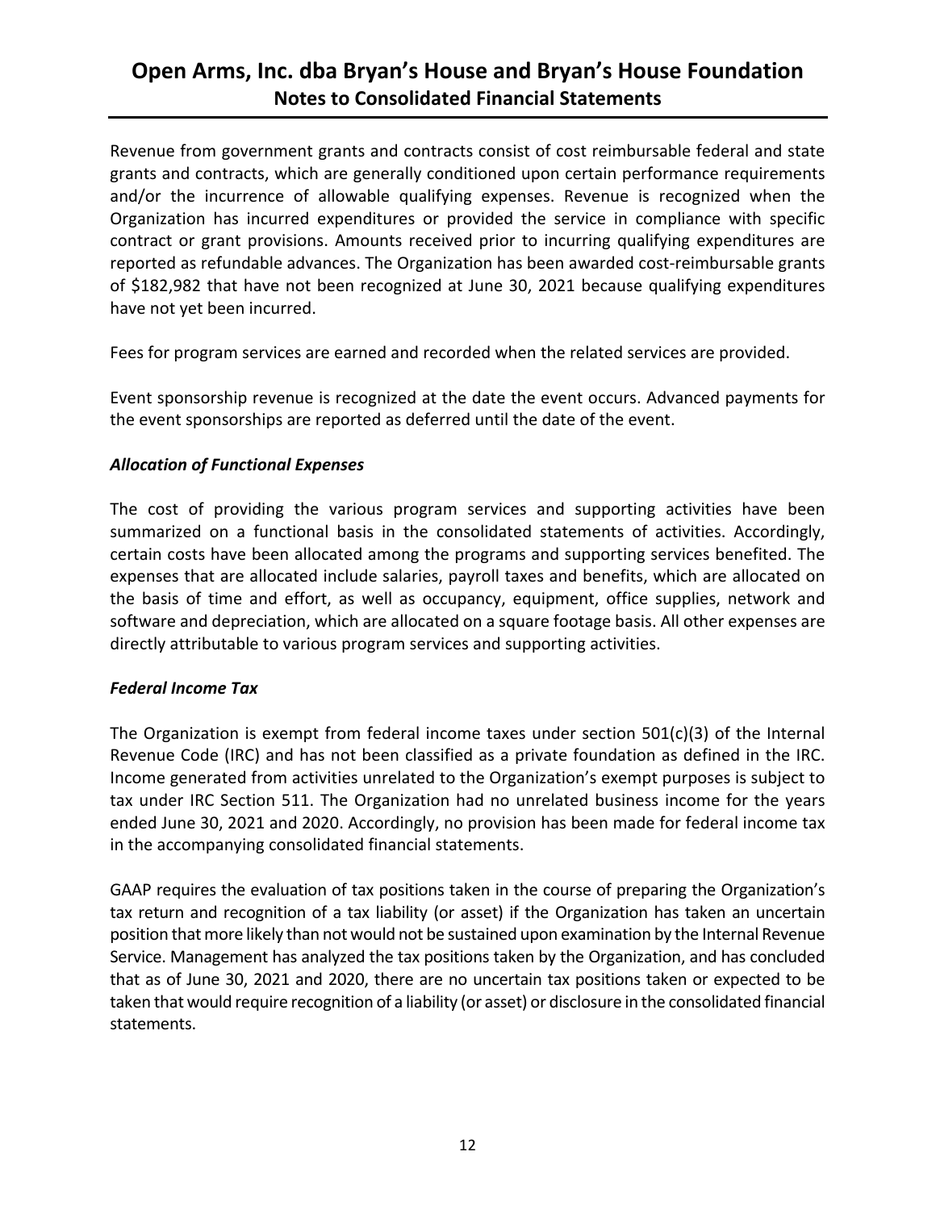Revenue from government grants and contracts consist of cost reimbursable federal and state grants and contracts, which are generally conditioned upon certain performance requirements and/or the incurrence of allowable qualifying expenses. Revenue is recognized when the Organization has incurred expenditures or provided the service in compliance with specific contract or grant provisions. Amounts received prior to incurring qualifying expenditures are reported as refundable advances. The Organization has been awarded cost-reimbursable grants of $182,982 that have not been recognized at June 30, 2021 because qualifying expenditures have not yet been incurred.

Fees for program services are earned and recorded when the related services are provided.

Event sponsorship revenue is recognized at the date the event occurs. Advanced payments for the event sponsorships are reported as deferred until the date of the event.

### *Allocation of Functional Expenses*

The cost of providing the various program services and supporting activities have been summarized on a functional basis in the consolidated statements of activities. Accordingly, certain costs have been allocated among the programs and supporting services benefited. The expenses that are allocated include salaries, payroll taxes and benefits, which are allocated on the basis of time and effort, as well as occupancy, equipment, office supplies, network and software and depreciation, which are allocated on a square footage basis. All other expenses are directly attributable to various program services and supporting activities.

### *Federal Income Tax*

The Organization is exempt from federal income taxes under section 501(c)(3) of the Internal Revenue Code (IRC) and has not been classified as a private foundation as defined in the IRC. Income generated from activities unrelated to the Organization's exempt purposes is subject to tax under IRC Section 511. The Organization had no unrelated business income for the years ended June 30, 2021 and 2020. Accordingly, no provision has been made for federal income tax in the accompanying consolidated financial statements.

GAAP requires the evaluation of tax positions taken in the course of preparing the Organization's tax return and recognition of a tax liability (or asset) if the Organization has taken an uncertain position that more likely than not would not be sustained upon examination by the Internal Revenue Service. Management has analyzed the tax positions taken by the Organization, and has concluded that as of June 30, 2021 and 2020, there are no uncertain tax positions taken or expected to be taken that would require recognition of a liability (or asset) or disclosure in the consolidated financial statements.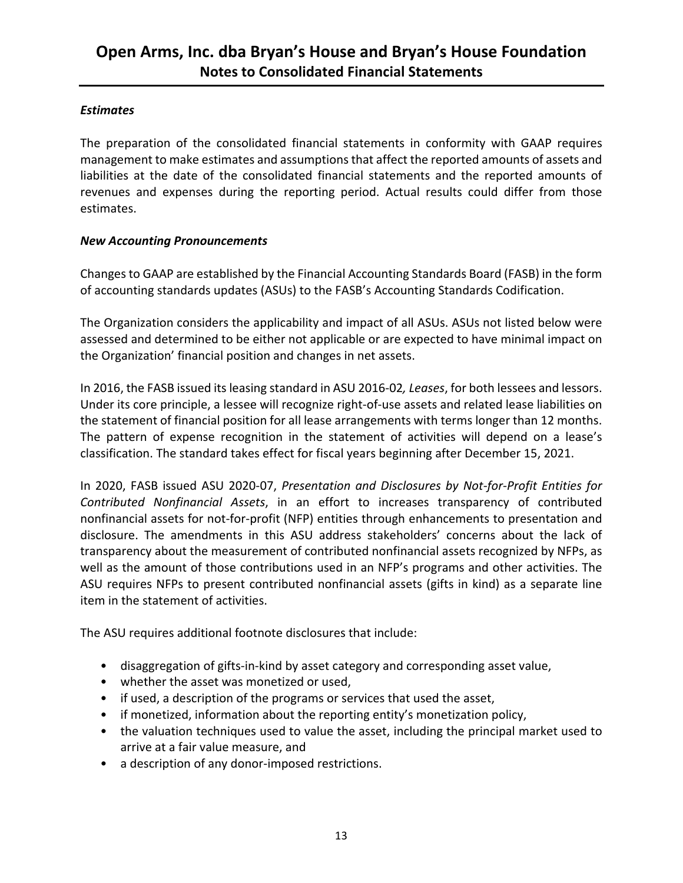### *Estimates*

The preparation of the consolidated financial statements in conformity with GAAP requires management to make estimates and assumptions that affect the reported amounts of assets and liabilities at the date of the consolidated financial statements and the reported amounts of revenues and expenses during the reporting period. Actual results could differ from those estimates.

### *New Accounting Pronouncements*

Changes to GAAP are established by the Financial Accounting Standards Board (FASB) in the form of accounting standards updates (ASUs) to the FASB's Accounting Standards Codification.

The Organization considers the applicability and impact of all ASUs. ASUs not listed below were assessed and determined to be either not applicable or are expected to have minimal impact on the Organization' financial position and changes in net assets.

In 2016, the FASB issued its leasing standard in ASU 2016-02*, Leases*, for both lessees and lessors. Under its core principle, a lessee will recognize right-of-use assets and related lease liabilities on the statement of financial position for all lease arrangements with terms longer than 12 months. The pattern of expense recognition in the statement of activities will depend on a lease's classification. The standard takes effect for fiscal years beginning after December 15, 2021.

In 2020, FASB issued ASU 2020-07, *Presentation and Disclosures by Not-for-Profit Entities for Contributed Nonfinancial Assets*, in an effort to increases transparency of contributed nonfinancial assets for not-for-profit (NFP) entities through enhancements to presentation and disclosure. The amendments in this ASU address stakeholders' concerns about the lack of transparency about the measurement of contributed nonfinancial assets recognized by NFPs, as well as the amount of those contributions used in an NFP's programs and other activities. The ASU requires NFPs to present contributed nonfinancial assets (gifts in kind) as a separate line item in the statement of activities.

The ASU requires additional footnote disclosures that include:

- disaggregation of gifts-in-kind by asset category and corresponding asset value,
- whether the asset was monetized or used,
- if used, a description of the programs or services that used the asset,
- if monetized, information about the reporting entity's monetization policy,
- the valuation techniques used to value the asset, including the principal market used to arrive at a fair value measure, and
- a description of any donor-imposed restrictions.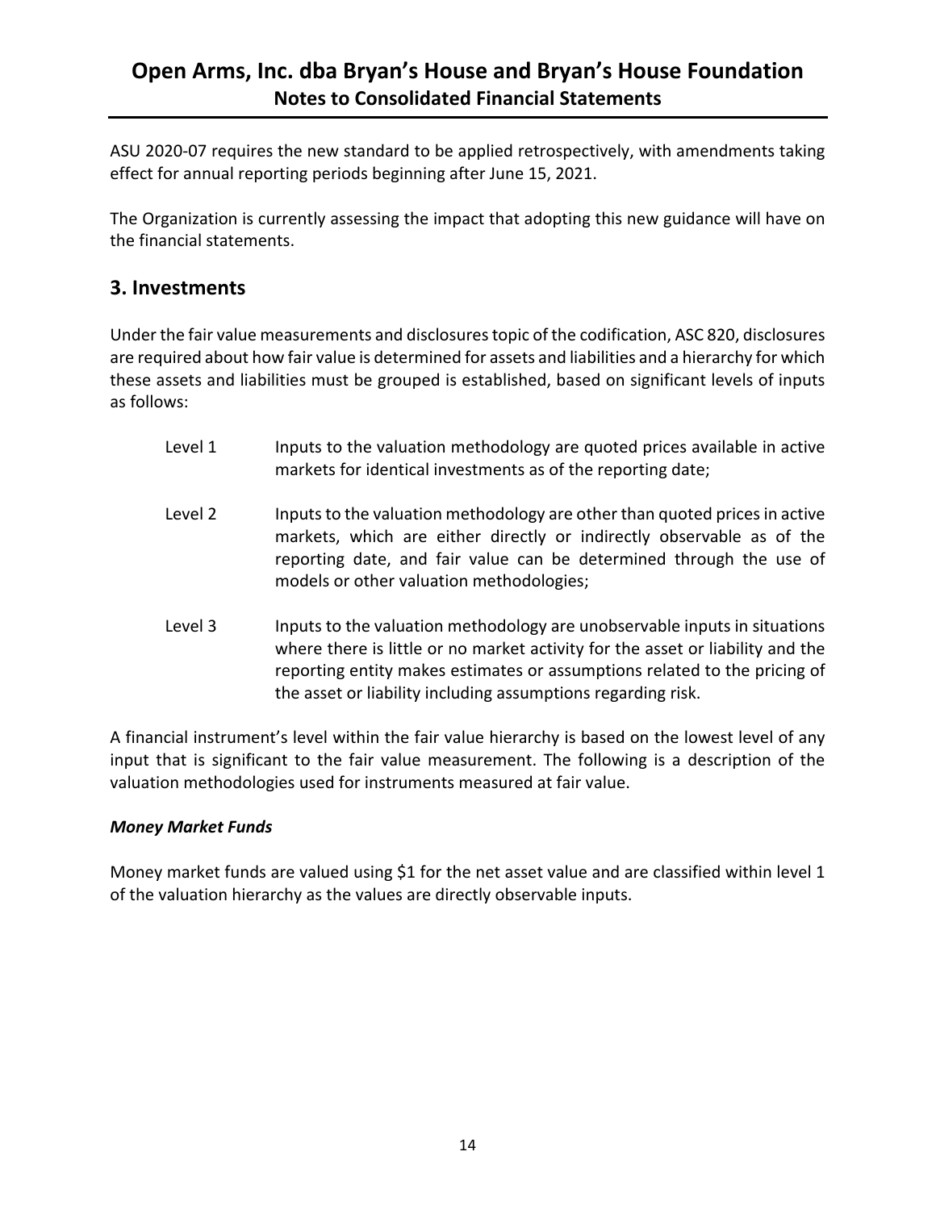ASU 2020-07 requires the new standard to be applied retrospectively, with amendments taking effect for annual reporting periods beginning after June 15, 2021.

The Organization is currently assessing the impact that adopting this new guidance will have on the financial statements.

## 3. Investments

Under the fair value measurements and disclosures topic of the codification, ASC 820, disclosures are required about how fair value is determined for assets and liabilities and a hierarchy for which these assets and liabilities must be grouped is established, based on significant levels of inputs as follows:

Level 1 Inputs to the valuation methodology are quoted prices available in active markets for identical investments as of the reporting date;

Level 2 Inputs to the valuation methodology are other than quoted prices in active markets, which are either directly or indirectly observable as of the reporting date, and fair value can be determined through the use of models or other valuation methodologies;

Level 3 Inputs to the valuation methodology are unobservable inputs in situations where there is little or no market activity for the asset or liability and the reporting entity makes estimates or assumptions related to the pricing of the asset or liability including assumptions regarding risk.

A financial instrument's level within the fair value hierarchy is based on the lowest level of any input that is significant to the fair value measurement. The following is a description of the valuation methodologies used for instruments measured at fair value.

***Money Market Funds***

Money market funds are valued using $1 for the net asset value and are classified within level 1 of the valuation hierarchy as the values are directly observable inputs.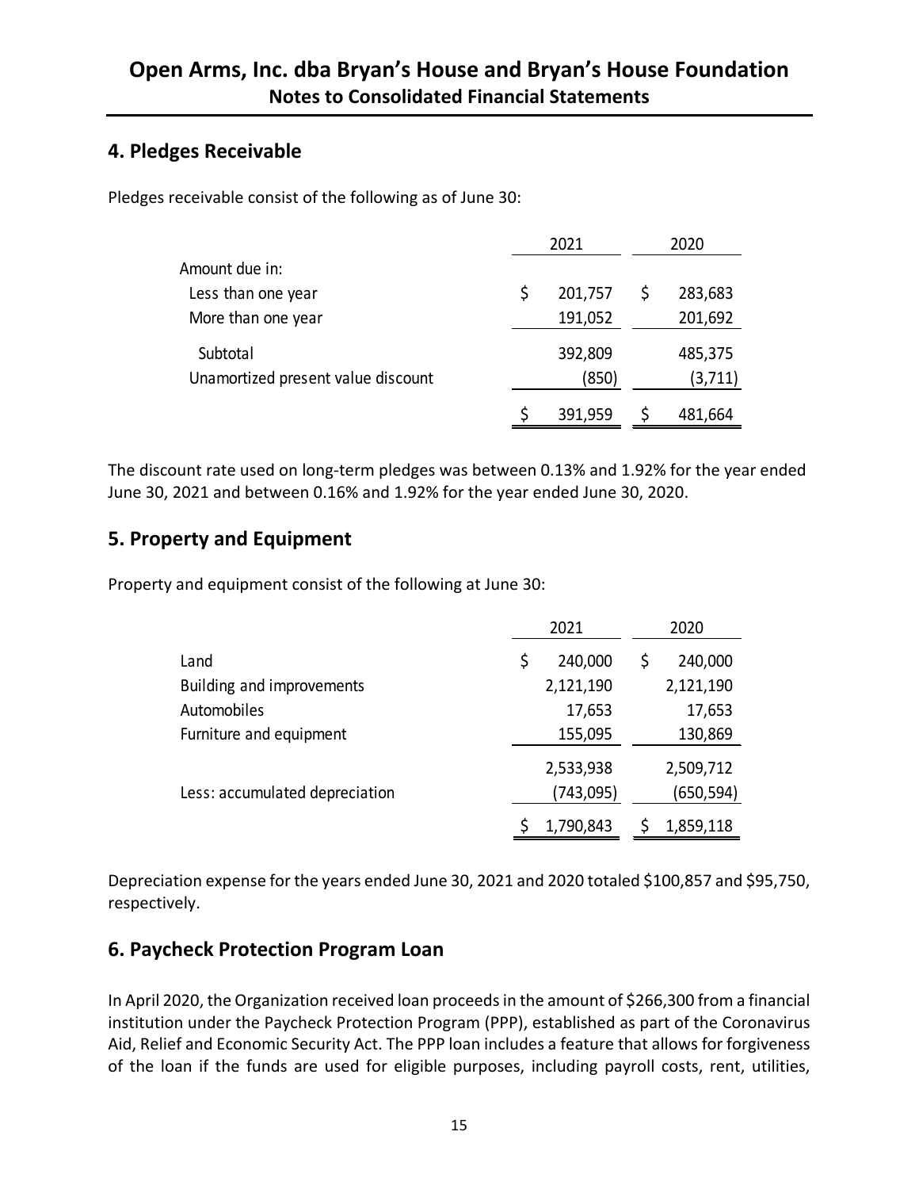## 4. Pledges Receivable

Pledges receivable consist of the following as of June 30:

| | 2021 | 2020 |
|---|---|---|
| Amount due in: | | |
| Less than one year | $ 201,757 | $ 283,683 |
| More than one year | 191,052 | 201,692 |
| Subtotal | 392,809 | 485,375 |
| Unamortized present value discount | (850) | (3,711) |
| | $ 391,959 | $ 481,664 |

The discount rate used on long-term pledges was between 0.13% and 1.92% for the year ended June 30, 2021 and between 0.16% and 1.92% for the year ended June 30, 2020.

## 5. Property and Equipment

Property and equipment consist of the following at June 30:

| | 2021 | 2020 |
|---|---|---|
| Land | $ 240,000 | $ 240,000 |
| Building and improvements | 2,121,190 | 2,121,190 |
| Automobiles | 17,653 | 17,653 |
| Furniture and equipment | 155,095 | 130,869 |
| | 2,533,938 | 2,509,712 |
| Less: accumulated depreciation | (743,095) | (650,594) |
| | $ 1,790,843 | $ 1,859,118 |

Depreciation expense for the years ended June 30, 2021 and 2020 totaled $100,857 and $95,750, respectively.

## 6. Paycheck Protection Program Loan

In April 2020, the Organization received loan proceeds in the amount of $266,300 from a financial institution under the Paycheck Protection Program (PPP), established as part of the Coronavirus Aid, Relief and Economic Security Act. The PPP loan includes a feature that allows for forgiveness of the loan if the funds are used for eligible purposes, including payroll costs, rent, utilities,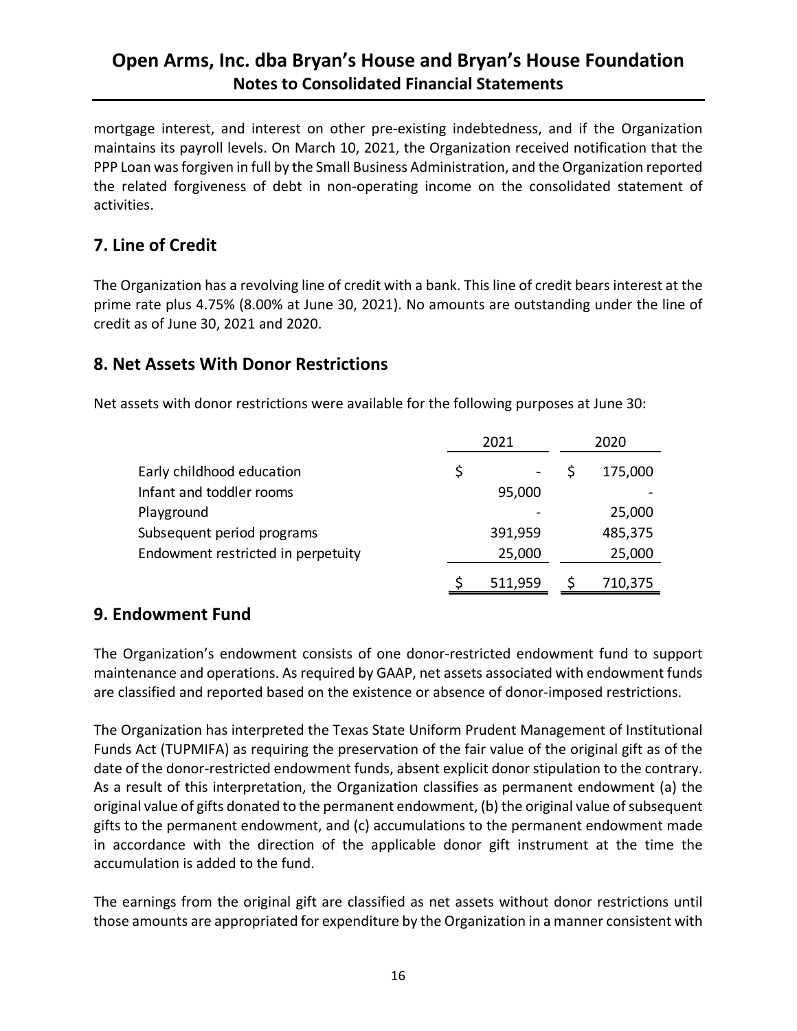mortgage interest, and interest on other pre-existing indebtedness, and if the Organization maintains its payroll levels. On March 10, 2021, the Organization received notification that the PPP Loan was forgiven in full by the Small Business Administration, and the Organization reported the related forgiveness of debt in non-operating income on the consolidated statement of activities.

## 7. Line of Credit

The Organization has a revolving line of credit with a bank. This line of credit bears interest at the prime rate plus 4.75% (8.00% at June 30, 2021). No amounts are outstanding under the line of credit as of June 30, 2021 and 2020.

## 8. Net Assets With Donor Restrictions

Net assets with donor restrictions were available for the following purposes at June 30:

| | 2021 | 2020 |
|---|---|---|
| Early childhood education | $ - | $ 175,000 |
| Infant and toddler rooms | 95,000 | - |
| Playground | - | 25,000 |
| Subsequent period programs | 391,959 | 485,375 |
| Endowment restricted in perpetuity | 25,000 | 25,000 |
| | $ 511,959 | $ 710,375 |

## 9. Endowment Fund

The Organization's endowment consists of one donor-restricted endowment fund to support maintenance and operations. As required by GAAP, net assets associated with endowment funds are classified and reported based on the existence or absence of donor-imposed restrictions.

The Organization has interpreted the Texas State Uniform Prudent Management of Institutional Funds Act (TUPMIFA) as requiring the preservation of the fair value of the original gift as of the date of the donor-restricted endowment funds, absent explicit donor stipulation to the contrary. As a result of this interpretation, the Organization classifies as permanent endowment (a) the original value of gifts donated to the permanent endowment, (b) the original value of subsequent gifts to the permanent endowment, and (c) accumulations to the permanent endowment made in accordance with the direction of the applicable donor gift instrument at the time the accumulation is added to the fund.

The earnings from the original gift are classified as net assets without donor restrictions until those amounts are appropriated for expenditure by the Organization in a manner consistent with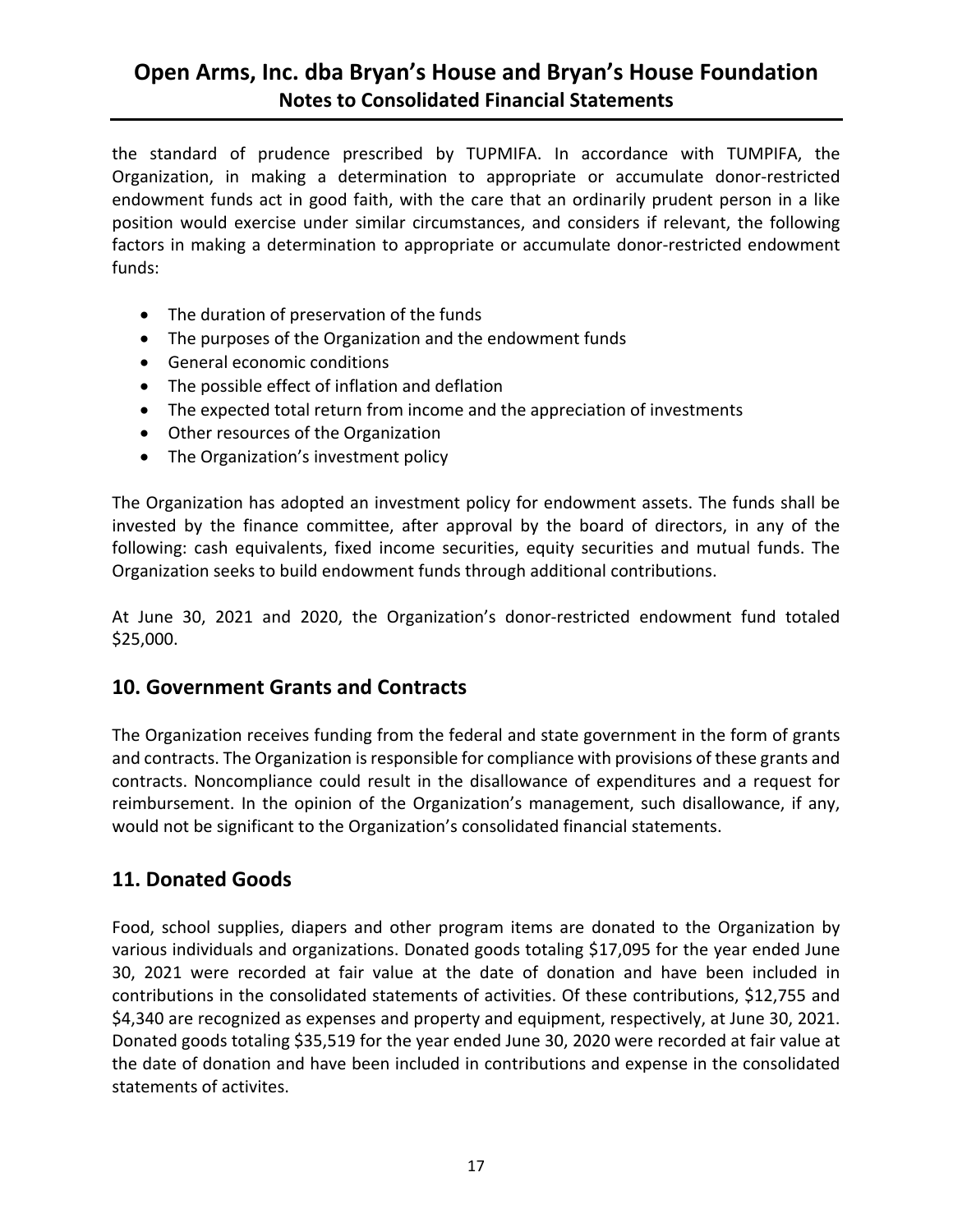the standard of prudence prescribed by TUPMIFA. In accordance with TUMPIFA, the Organization, in making a determination to appropriate or accumulate donor-restricted endowment funds act in good faith, with the care that an ordinarily prudent person in a like position would exercise under similar circumstances, and considers if relevant, the following factors in making a determination to appropriate or accumulate donor-restricted endowment funds:

- The duration of preservation of the funds
- The purposes of the Organization and the endowment funds
- General economic conditions
- The possible effect of inflation and deflation
- The expected total return from income and the appreciation of investments
- Other resources of the Organization
- The Organization's investment policy

The Organization has adopted an investment policy for endowment assets. The funds shall be invested by the finance committee, after approval by the board of directors, in any of the following: cash equivalents, fixed income securities, equity securities and mutual funds. The Organization seeks to build endowment funds through additional contributions.

At June 30, 2021 and 2020, the Organization's donor-restricted endowment fund totaled $25,000.

## 10. Government Grants and Contracts

The Organization receives funding from the federal and state government in the form of grants and contracts. The Organization is responsible for compliance with provisions of these grants and contracts. Noncompliance could result in the disallowance of expenditures and a request for reimbursement. In the opinion of the Organization's management, such disallowance, if any, would not be significant to the Organization's consolidated financial statements.

## 11. Donated Goods

Food, school supplies, diapers and other program items are donated to the Organization by various individuals and organizations. Donated goods totaling $17,095 for the year ended June 30, 2021 were recorded at fair value at the date of donation and have been included in contributions in the consolidated statements of activities. Of these contributions, $12,755 and $4,340 are recognized as expenses and property and equipment, respectively, at June 30, 2021. Donated goods totaling $35,519 for the year ended June 30, 2020 were recorded at fair value at the date of donation and have been included in contributions and expense in the consolidated statements of activites.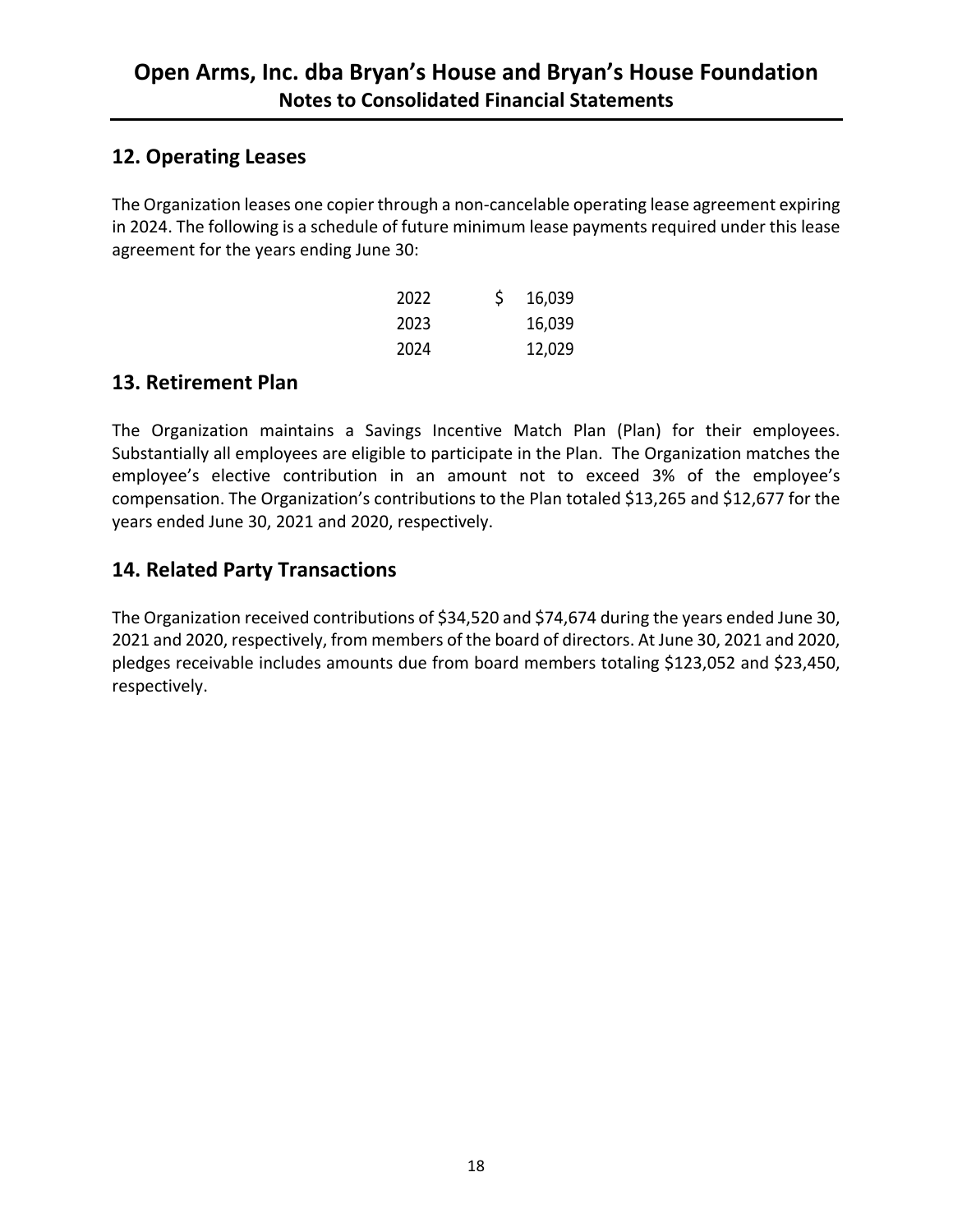## 12. Operating Leases

The Organization leases one copier through a non-cancelable operating lease agreement expiring in 2024. The following is a schedule of future minimum lease payments required under this lease agreement for the years ending June 30:

| | |
|---|---|
| 2022 | $ 16,039 |
| 2023 | 16,039 |
| 2024 | 12,029 |

## 13. Retirement Plan

The Organization maintains a Savings Incentive Match Plan (Plan) for their employees. Substantially all employees are eligible to participate in the Plan. The Organization matches the employee's elective contribution in an amount not to exceed 3% of the employee's compensation. The Organization's contributions to the Plan totaled $13,265 and $12,677 for the years ended June 30, 2021 and 2020, respectively.

## 14. Related Party Transactions

The Organization received contributions of $34,520 and $74,674 during the years ended June 30, 2021 and 2020, respectively, from members of the board of directors. At June 30, 2021 and 2020, pledges receivable includes amounts due from board members totaling $123,052 and $23,450, respectively.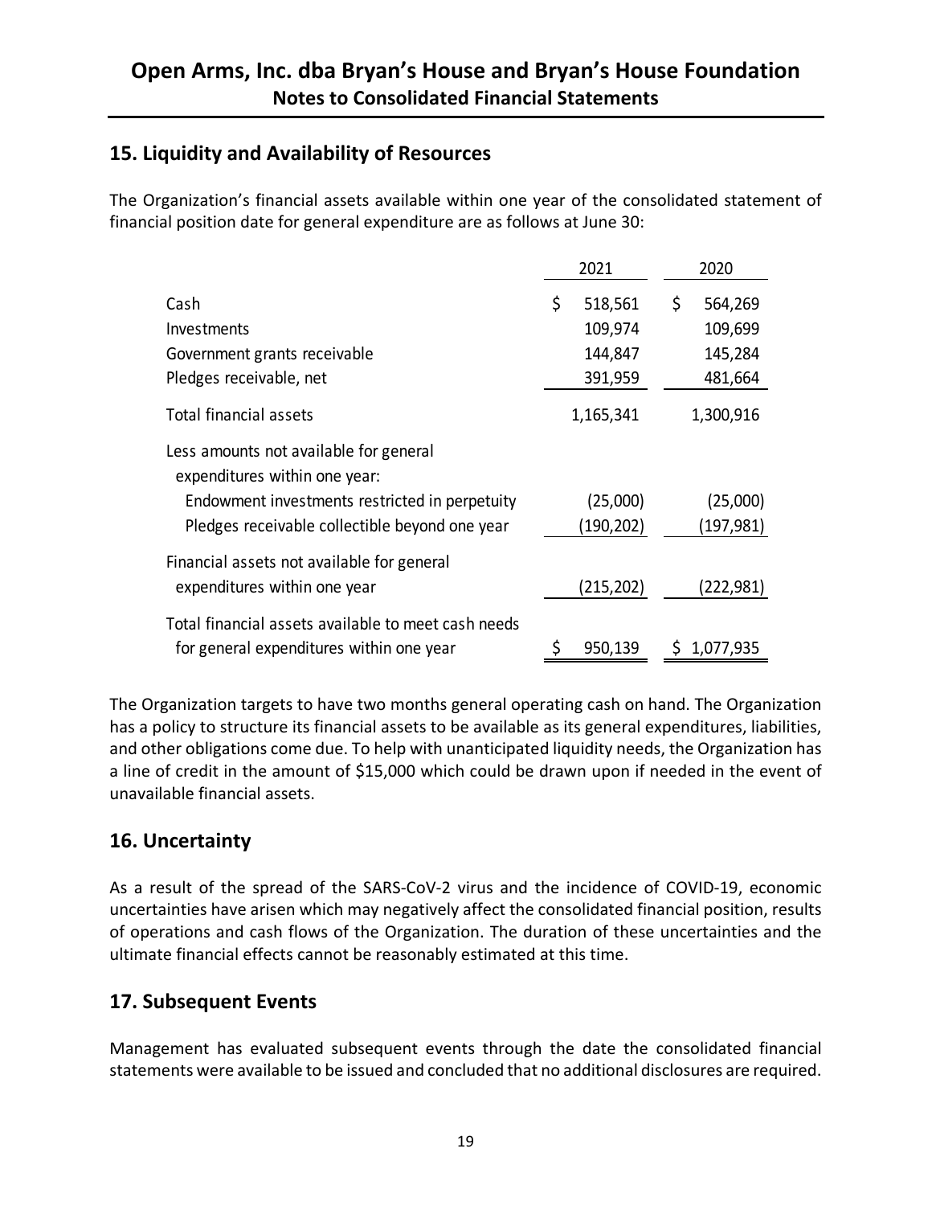## 15. Liquidity and Availability of Resources

The Organization's financial assets available within one year of the consolidated statement of financial position date for general expenditure are as follows at June 30:

| | 2021 | 2020 |
|---|---|---|
| Cash | $ 518,561 | $ 564,269 |
| Investments | 109,974 | 109,699 |
| Government grants receivable | 144,847 | 145,284 |
| Pledges receivable, net | 391,959 | 481,664 |
| Total financial assets | 1,165,341 | 1,300,916 |
| Less amounts not available for general expenditures within one year: | | |
| Endowment investments restricted in perpetuity | (25,000) | (25,000) |
| Pledges receivable collectible beyond one year | (190,202) | (197,981) |
| Financial assets not available for general expenditures within one year | (215,202) | (222,981) |
| Total financial assets available to meet cash needs for general expenditures within one year | $ 950,139 | $ 1,077,935 |

The Organization targets to have two months general operating cash on hand. The Organization has a policy to structure its financial assets to be available as its general expenditures, liabilities, and other obligations come due. To help with unanticipated liquidity needs, the Organization has a line of credit in the amount of $15,000 which could be drawn upon if needed in the event of unavailable financial assets.

## 16. Uncertainty

As a result of the spread of the SARS-CoV-2 virus and the incidence of COVID-19, economic uncertainties have arisen which may negatively affect the consolidated financial position, results of operations and cash flows of the Organization. The duration of these uncertainties and the ultimate financial effects cannot be reasonably estimated at this time.

## 17. Subsequent Events

Management has evaluated subsequent events through the date the consolidated financial statements were available to be issued and concluded that no additional disclosures are required.